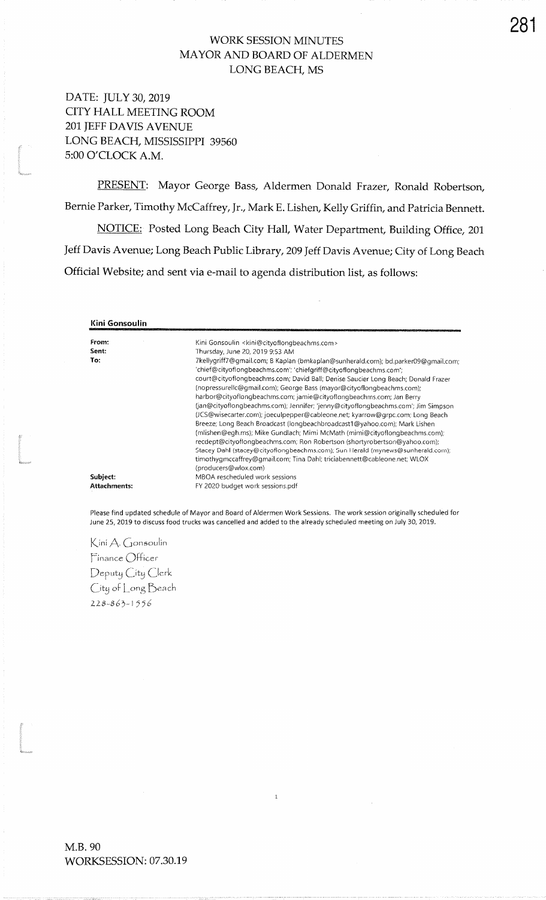# WORK SESSION MINUTES
# MAYOR AND BOARD OF ALDERMEN
# LONG BEACH, MS

DATE: JULY 30, 2019
CITY HALL MEETING ROOM
201 JEFF DAVIS AVENUE
LONG BEACH, MISSISSIPPI 39560
5:00 O'CLOCK A.M.

PRESENT: Mayor George Bass, Aldermen Donald Frazer, Ronald Robertson, Bernie Parker, Timothy McCaffrey, Jr., Mark E. Lishen, Kelly Griffin, and Patricia Bennett.

NOTICE: Posted Long Beach City Hall, Water Department, Building Office, 201 Jeff Davis Avenue; Long Beach Public Library, 209 Jeff Davis Avenue; City of Long Beach Official Website; and sent via e-mail to agenda distribution list, as follows:

**Kini Gonsoulin**

| | |
|---|---|
| **From:** | Kini Gonsoulin <kini@cityoflongbeachms.com> |
| **Sent:** | Thursday, June 20, 2019 9:53 AM |
| **To:** | 7kellygriff7@gmail.com; B Kaplan (bmkaplan@sunherald.com); bd.parker09@gmail.com; 'chief@cityoflongbeachms.com'; 'chiefgriff@cityoflongbeachms.com'; court@cityoflongbeachms.com; David Ball; Denise Saucier Long Beach; Donald Frazer (nopressurellc@gmail.com); George Bass (mayor@cityoflongbeachms.com); harbor@cityoflongbeachms.com; jamie@cityoflongbeachms.com; Jan Berry (jan@cityoflongbeachms.com); Jennifer; 'jenny@cityoflongbeachms.com'; Jim Simpson (JCS@wisecarter.com); joeculpepper@cableone.net; kyarrow@grpc.com; Long Beach Breeze; Long Beach Broadcast (longbeachbroadcast1@yahoo.com); Mark Lishen (mlishen@egh.ms); Mike Gundlach; Mimi McMath (mimi@cityoflongbeachms.com); recdept@cityoflongbeachms.com; Ron Robertson (shortyrobertson@yahoo.com); Stacey Dahl (stacey@cityoflongbeachms.com); Sun Herald (mynews@sunherald.com); timothygmccaffrey@gmail.com; Tina Dahl; triciabennett@cableone.net; WLOX (producers@wlox.com) |
| **Subject:** | MBOA rescheduled work sessions |
| **Attachments:** | FY 2020 budget work sessions.pdf |

Please find updated schedule of Mayor and Board of Aldermen Work Sessions. The work session originally scheduled for June 25, 2019 to discuss food trucks was cancelled and added to the already scheduled meeting on July 30, 2019.

Kini A. Gonsoulin
Finance Officer
Deputy City Clerk
City of Long Beach
228-863-1556

M.B. 90
WORKSESSION: 07.30.19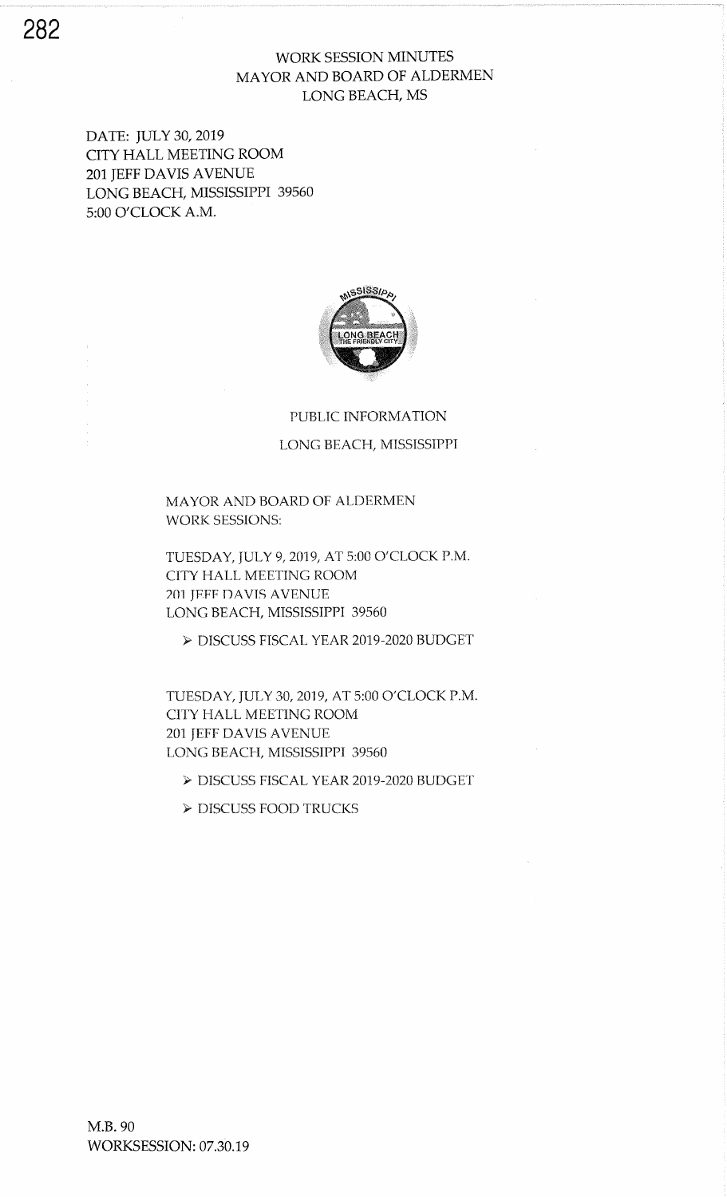WORK SESSION MINUTES
MAYOR AND BOARD OF ALDERMEN
LONG BEACH, MS

DATE: JULY 30, 2019
CITY HALL MEETING ROOM
201 JEFF DAVIS AVENUE
LONG BEACH, MISSISSIPPI 39560
5:00 O'CLOCK A.M.

PUBLIC INFORMATION

LONG BEACH, MISSISSIPPI

MAYOR AND BOARD OF ALDERMEN
WORK SESSIONS:

TUESDAY, JULY 9, 2019, AT 5:00 O'CLOCK P.M.
CITY HALL MEETING ROOM
201 JEFF DAVIS AVENUE
LONG BEACH, MISSISSIPPI 39560

- DISCUSS FISCAL YEAR 2019-2020 BUDGET

TUESDAY, JULY 30, 2019, AT 5:00 O'CLOCK P.M.
CITY HALL MEETING ROOM
201 JEFF DAVIS AVENUE
LONG BEACH, MISSISSIPPI 39560

- DISCUSS FISCAL YEAR 2019-2020 BUDGET
- DISCUSS FOOD TRUCKS

M.B. 90
WORKSESSION: 07.30.19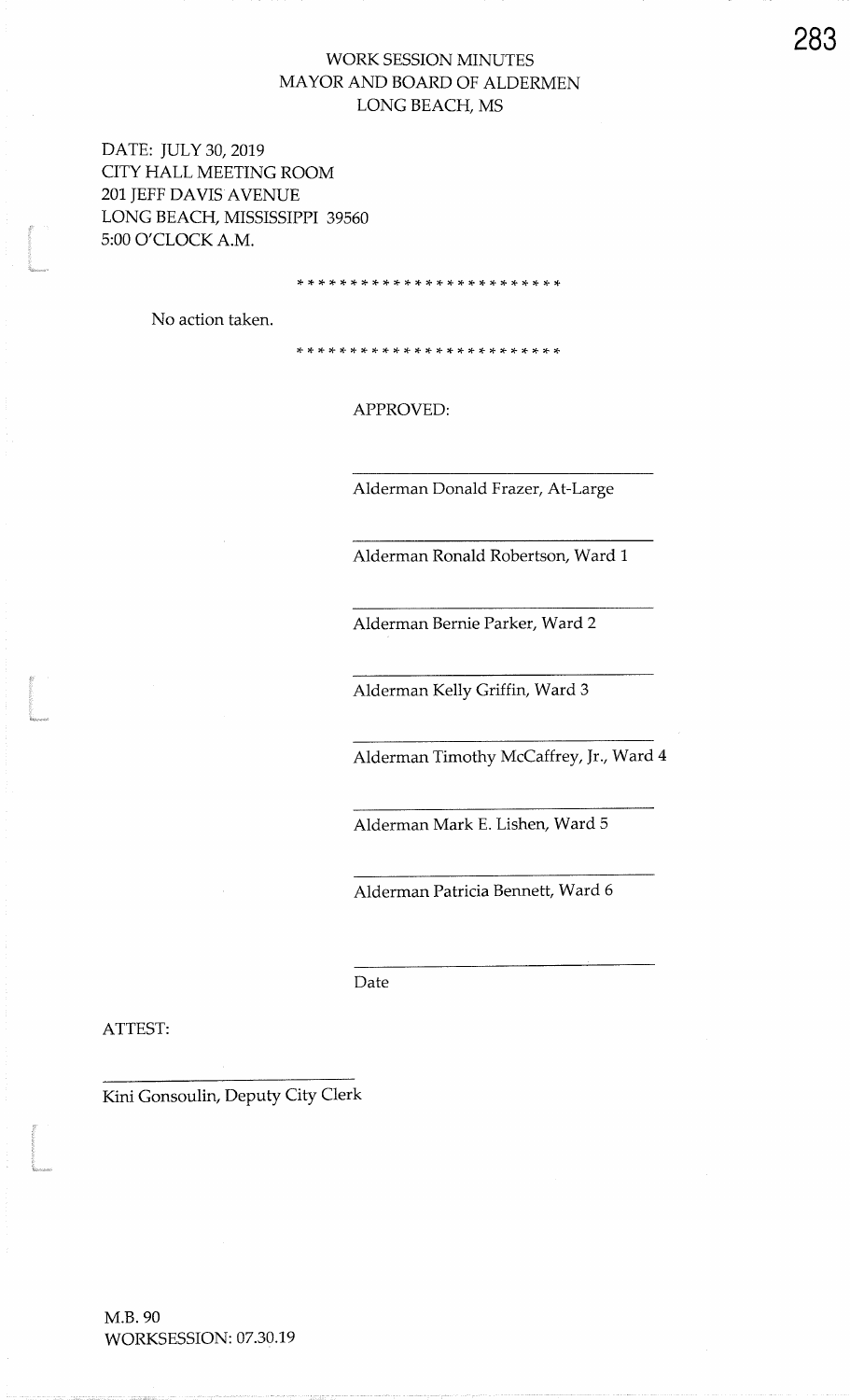# WORK SESSION MINUTES
## MAYOR AND BOARD OF ALDERMEN
## LONG BEACH, MS

DATE: JULY 30, 2019
CITY HALL MEETING ROOM
201 JEFF DAVIS AVENUE
LONG BEACH, MISSISSIPPI 39560
5:00 O'CLOCK A.M.

* * * * * * * * * * * * * * * * * * * * * * * *

No action taken.

* * * * * * * * * * * * * * * * * * * * * * * *

APPROVED:

______________________________
Alderman Donald Frazer, At-Large

______________________________
Alderman Ronald Robertson, Ward 1

______________________________
Alderman Bernie Parker, Ward 2

______________________________
Alderman Kelly Griffin, Ward 3

______________________________
Alderman Timothy McCaffrey, Jr., Ward 4

______________________________
Alderman Mark E. Lishen, Ward 5

______________________________
Alderman Patricia Bennett, Ward 6

______________________________
Date

ATTEST:

______________________________
Kini Gonsoulin, Deputy City Clerk

M.B. 90
WORKSESSION: 07.30.19